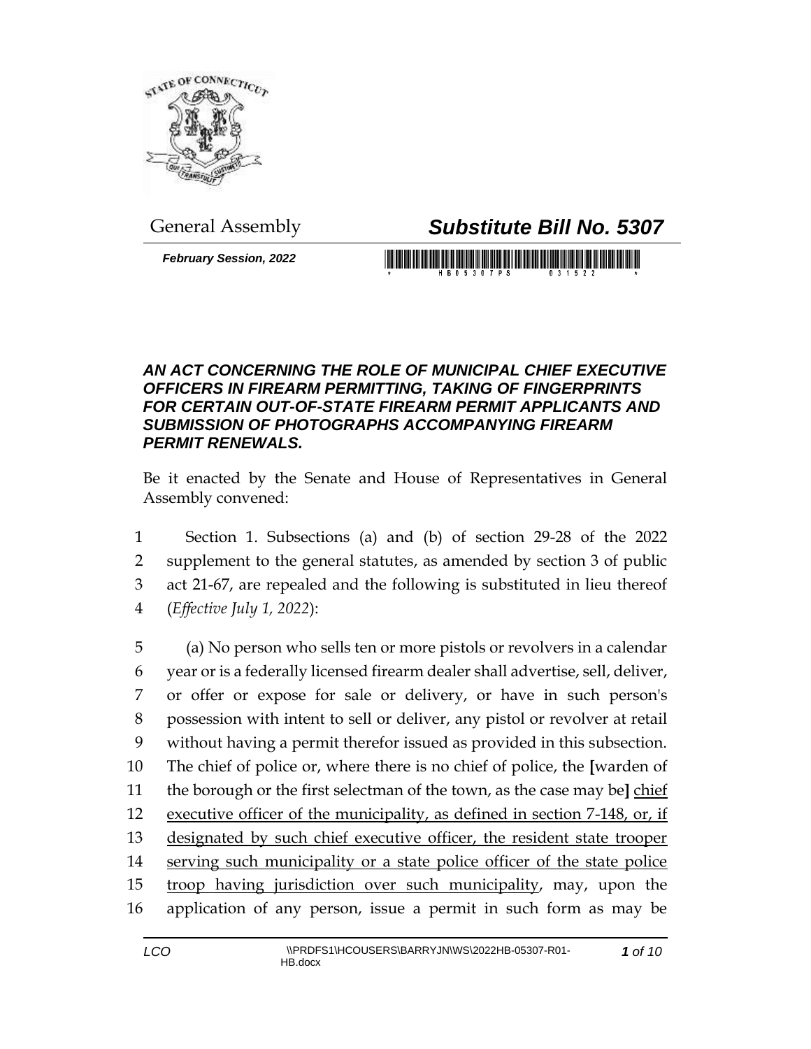General Assembly

# *Substitute Bill No. 5307*

***February Session, 2022***

### *AN ACT CONCERNING THE ROLE OF MUNICIPAL CHIEF EXECUTIVE OFFICERS IN FIREARM PERMITTING, TAKING OF FINGERPRINTS FOR CERTAIN OUT-OF-STATE FIREARM PERMIT APPLICANTS AND SUBMISSION OF PHOTOGRAPHS ACCOMPANYING FIREARM PERMIT RENEWALS.*

Be it enacted by the Senate and House of Representatives in General Assembly convened:

1 Section 1. Subsections (a) and (b) of section 29-28 of the 2022
2 supplement to the general statutes, as amended by section 3 of public
3 act 21-67, are repealed and the following is substituted in lieu thereof
4 (*Effective July 1, 2022*):

5 (a) No person who sells ten or more pistols or revolvers in a calendar
6 year or is a federally licensed firearm dealer shall advertise, sell, deliver,
7 or offer or expose for sale or delivery, or have in such person's
8 possession with intent to sell or deliver, any pistol or revolver at retail
9 without having a permit therefor issued as provided in this subsection.
10 The chief of police or, where there is no chief of police, the **[**warden of
11 the borough or the first selectman of the town, as the case may be**]** <u>chief</u>
12 <u>executive officer of the municipality, as defined in section 7-148, or, if</u>
13 <u>designated by such chief executive officer, the resident state trooper</u>
14 <u>serving such municipality or a state police officer of the state police</u>
15 <u>troop having jurisdiction over such municipality</u>, may, upon the
16 application of any person, issue a permit in such form as may be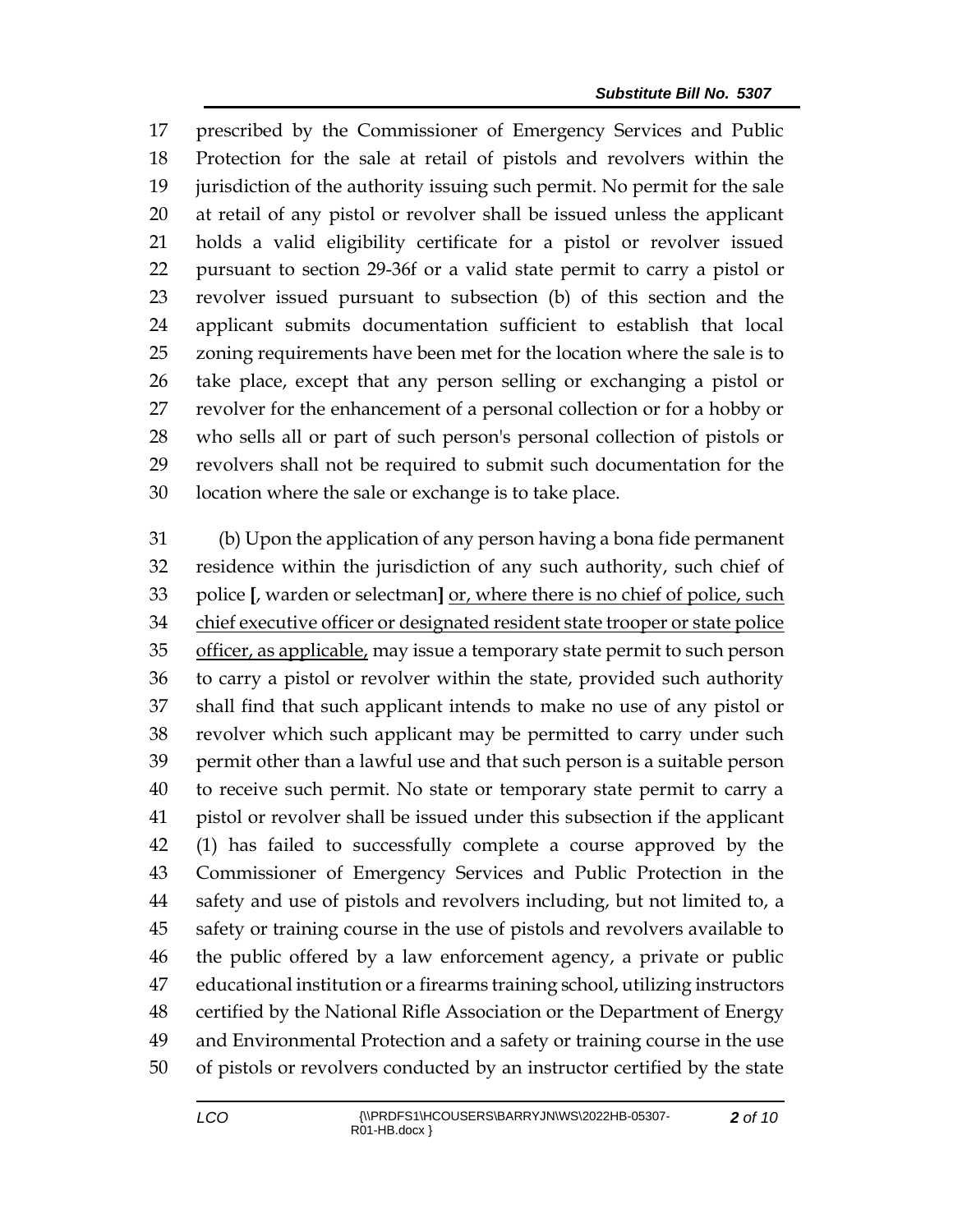prescribed by the Commissioner of Emergency Services and Public Protection for the sale at retail of pistols and revolvers within the jurisdiction of the authority issuing such permit. No permit for the sale at retail of any pistol or revolver shall be issued unless the applicant holds a valid eligibility certificate for a pistol or revolver issued pursuant to section 29-36f or a valid state permit to carry a pistol or revolver issued pursuant to subsection (b) of this section and the applicant submits documentation sufficient to establish that local zoning requirements have been met for the location where the sale is to take place, except that any person selling or exchanging a pistol or revolver for the enhancement of a personal collection or for a hobby or who sells all or part of such person's personal collection of pistols or revolvers shall not be required to submit such documentation for the location where the sale or exchange is to take place.

(b) Upon the application of any person having a bona fide permanent residence within the jurisdiction of any such authority, such chief of police **[**, warden or selectman**]** <u>or, where there is no chief of police, such chief executive officer or designated resident state trooper or state police officer, as applicable,</u> may issue a temporary state permit to such person to carry a pistol or revolver within the state, provided such authority shall find that such applicant intends to make no use of any pistol or revolver which such applicant may be permitted to carry under such permit other than a lawful use and that such person is a suitable person to receive such permit. No state or temporary state permit to carry a pistol or revolver shall be issued under this subsection if the applicant (1) has failed to successfully complete a course approved by the Commissioner of Emergency Services and Public Protection in the safety and use of pistols and revolvers including, but not limited to, a safety or training course in the use of pistols and revolvers available to the public offered by a law enforcement agency, a private or public educational institution or a firearms training school, utilizing instructors certified by the National Rifle Association or the Department of Energy and Environmental Protection and a safety or training course in the use of pistols or revolvers conducted by an instructor certified by the state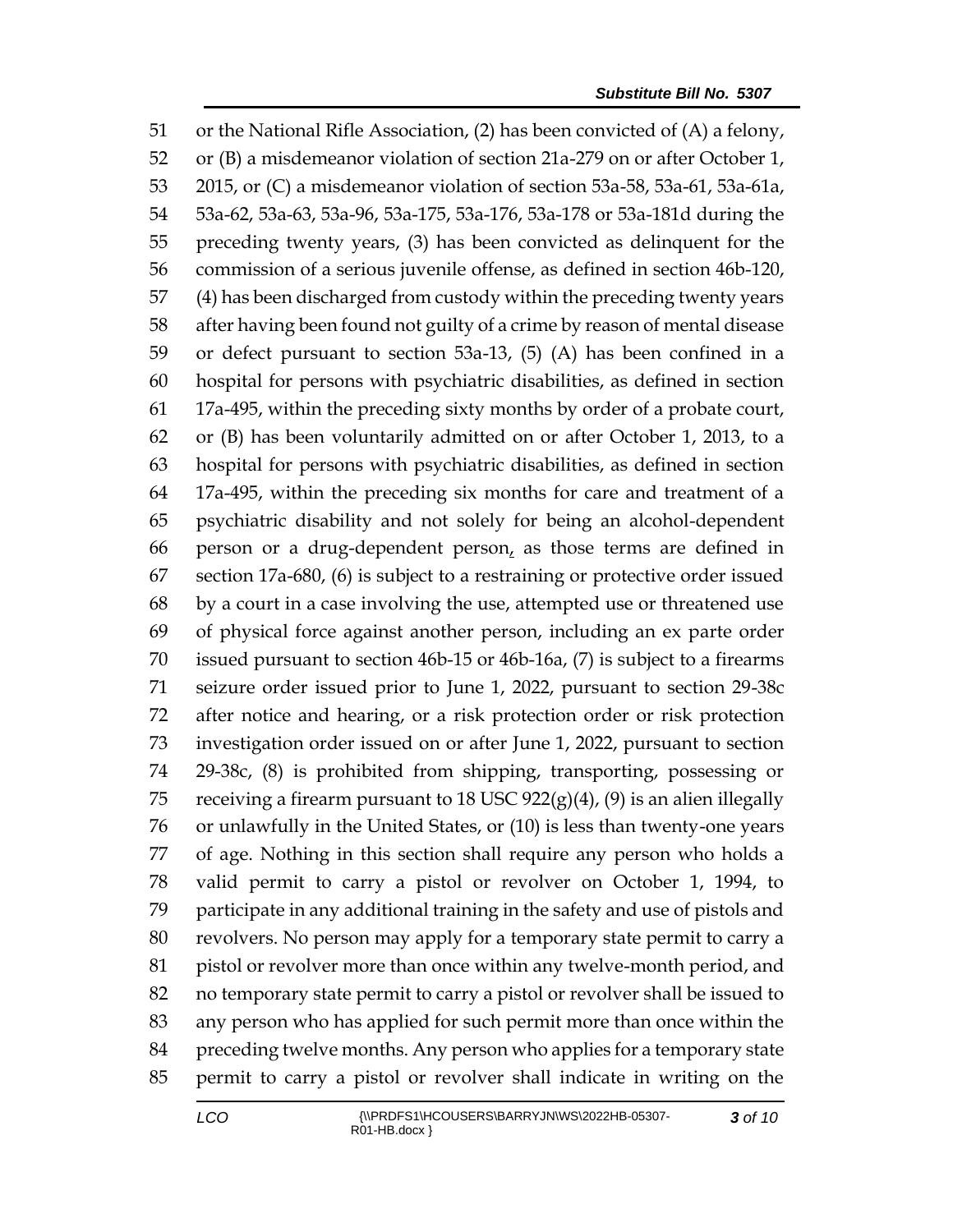or the National Rifle Association, (2) has been convicted of (A) a felony, or (B) a misdemeanor violation of section 21a-279 on or after October 1, 2015, or (C) a misdemeanor violation of section 53a-58, 53a-61, 53a-61a, 53a-62, 53a-63, 53a-96, 53a-175, 53a-176, 53a-178 or 53a-181d during the preceding twenty years, (3) has been convicted as delinquent for the commission of a serious juvenile offense, as defined in section 46b-120, (4) has been discharged from custody within the preceding twenty years after having been found not guilty of a crime by reason of mental disease or defect pursuant to section 53a-13, (5) (A) has been confined in a hospital for persons with psychiatric disabilities, as defined in section 17a-495, within the preceding sixty months by order of a probate court, or (B) has been voluntarily admitted on or after October 1, 2013, to a hospital for persons with psychiatric disabilities, as defined in section 17a-495, within the preceding six months for care and treatment of a psychiatric disability and not solely for being an alcohol-dependent person or a drug-dependent person, as those terms are defined in section 17a-680, (6) is subject to a restraining or protective order issued by a court in a case involving the use, attempted use or threatened use of physical force against another person, including an ex parte order issued pursuant to section 46b-15 or 46b-16a, (7) is subject to a firearms seizure order issued prior to June 1, 2022, pursuant to section 29-38c after notice and hearing, or a risk protection order or risk protection investigation order issued on or after June 1, 2022, pursuant to section 29-38c, (8) is prohibited from shipping, transporting, possessing or receiving a firearm pursuant to 18 USC 922(g)(4), (9) is an alien illegally or unlawfully in the United States, or (10) is less than twenty-one years of age. Nothing in this section shall require any person who holds a valid permit to carry a pistol or revolver on October 1, 1994, to participate in any additional training in the safety and use of pistols and revolvers. No person may apply for a temporary state permit to carry a pistol or revolver more than once within any twelve-month period, and no temporary state permit to carry a pistol or revolver shall be issued to any person who has applied for such permit more than once within the preceding twelve months. Any person who applies for a temporary state permit to carry a pistol or revolver shall indicate in writing on the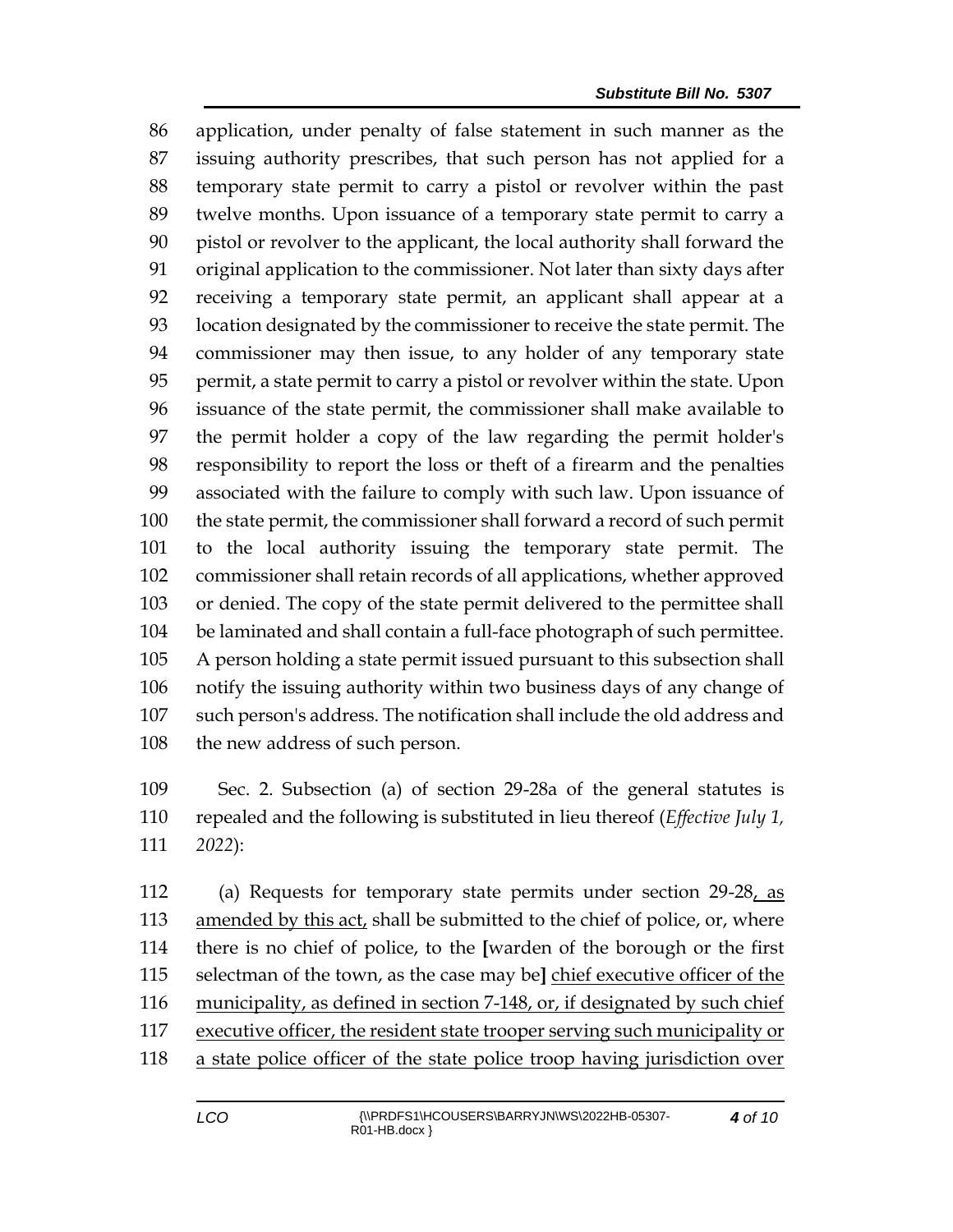application, under penalty of false statement in such manner as the issuing authority prescribes, that such person has not applied for a temporary state permit to carry a pistol or revolver within the past twelve months. Upon issuance of a temporary state permit to carry a pistol or revolver to the applicant, the local authority shall forward the original application to the commissioner. Not later than sixty days after receiving a temporary state permit, an applicant shall appear at a location designated by the commissioner to receive the state permit. The commissioner may then issue, to any holder of any temporary state permit, a state permit to carry a pistol or revolver within the state. Upon issuance of the state permit, the commissioner shall make available to the permit holder a copy of the law regarding the permit holder's responsibility to report the loss or theft of a firearm and the penalties associated with the failure to comply with such law. Upon issuance of the state permit, the commissioner shall forward a record of such permit to the local authority issuing the temporary state permit. The commissioner shall retain records of all applications, whether approved or denied. The copy of the state permit delivered to the permittee shall be laminated and shall contain a full-face photograph of such permittee. A person holding a state permit issued pursuant to this subsection shall notify the issuing authority within two business days of any change of such person's address. The notification shall include the old address and the new address of such person.

Sec. 2. Subsection (a) of section 29-28a of the general statutes is repealed and the following is substituted in lieu thereof (*Effective July 1, 2022*):

(a) Requests for temporary state permits under section 29-28<u>, as amended by this act,</u> shall be submitted to the chief of police, or, where there is no chief of police, to the **[**warden of the borough or the first selectman of the town, as the case may be**]** <u>chief executive officer of the municipality, as defined in section 7-148, or, if designated by such chief executive officer, the resident state trooper serving such municipality or a state police officer of the state police troop having jurisdiction over</u>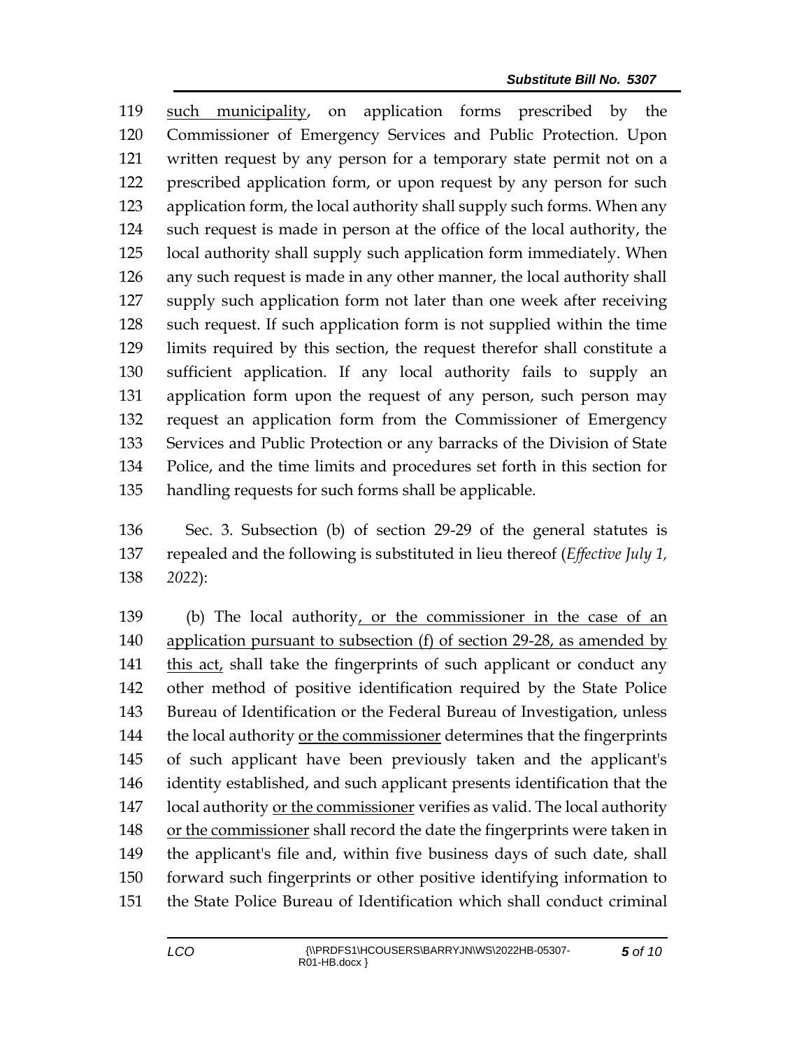such municipality, on application forms prescribed by the Commissioner of Emergency Services and Public Protection. Upon written request by any person for a temporary state permit not on a prescribed application form, or upon request by any person for such application form, the local authority shall supply such forms. When any such request is made in person at the office of the local authority, the local authority shall supply such application form immediately. When any such request is made in any other manner, the local authority shall supply such application form not later than one week after receiving such request. If such application form is not supplied within the time limits required by this section, the request therefor shall constitute a sufficient application. If any local authority fails to supply an application form upon the request of any person, such person may request an application form from the Commissioner of Emergency Services and Public Protection or any barracks of the Division of State Police, and the time limits and procedures set forth in this section for handling requests for such forms shall be applicable.

Sec. 3. Subsection (b) of section 29-29 of the general statutes is repealed and the following is substituted in lieu thereof (*Effective July 1, 2022*):

(b) The local authority, or the commissioner in the case of an application pursuant to subsection (f) of section 29-28, as amended by this act, shall take the fingerprints of such applicant or conduct any other method of positive identification required by the State Police Bureau of Identification or the Federal Bureau of Investigation, unless the local authority or the commissioner determines that the fingerprints of such applicant have been previously taken and the applicant's identity established, and such applicant presents identification that the local authority or the commissioner verifies as valid. The local authority or the commissioner shall record the date the fingerprints were taken in the applicant's file and, within five business days of such date, shall forward such fingerprints or other positive identifying information to the State Police Bureau of Identification which shall conduct criminal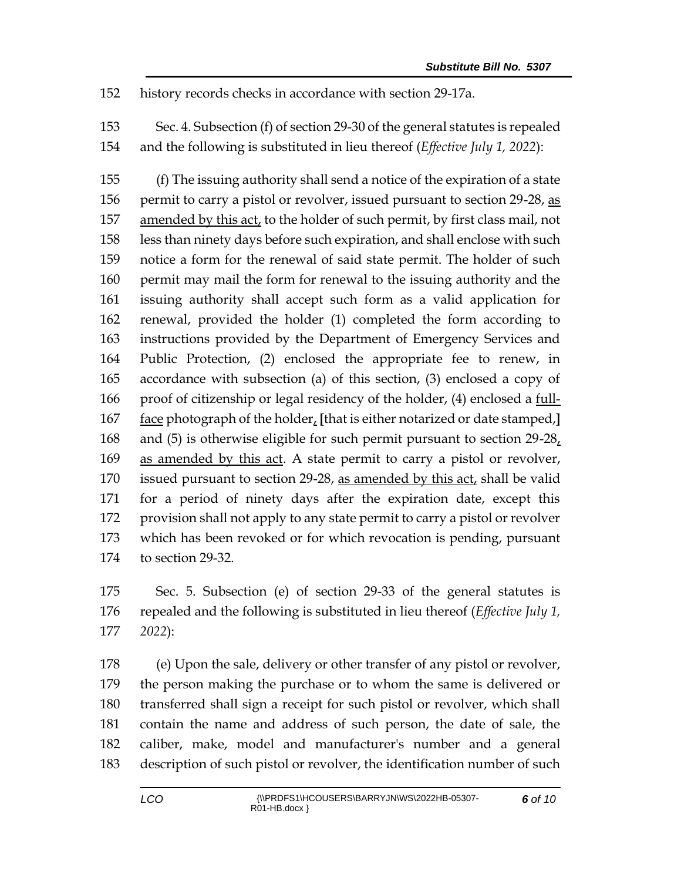history records checks in accordance with section 29-17a.

Sec. 4. Subsection (f) of section 29-30 of the general statutes is repealed and the following is substituted in lieu thereof (*Effective July 1, 2022*):

(f) The issuing authority shall send a notice of the expiration of a state permit to carry a pistol or revolver, issued pursuant to section 29-28, <u>as amended by this act,</u> to the holder of such permit, by first class mail, not less than ninety days before such expiration, and shall enclose with such notice a form for the renewal of said state permit. The holder of such permit may mail the form for renewal to the issuing authority and the issuing authority shall accept such form as a valid application for renewal, provided the holder (1) completed the form according to instructions provided by the Department of Emergency Services and Public Protection, (2) enclosed the appropriate fee to renew, in accordance with subsection (a) of this section, (3) enclosed a copy of proof of citizenship or legal residency of the holder, (4) enclosed a <u>full-face</u> photograph of the holder<u>,</u> **[**that is either notarized or date stamped,**]** and (5) is otherwise eligible for such permit pursuant to section 29-28<u>, as amended by this act</u>. A state permit to carry a pistol or revolver, issued pursuant to section 29-28, <u>as amended by this act,</u> shall be valid for a period of ninety days after the expiration date, except this provision shall not apply to any state permit to carry a pistol or revolver which has been revoked or for which revocation is pending, pursuant to section 29-32.

Sec. 5. Subsection (e) of section 29-33 of the general statutes is repealed and the following is substituted in lieu thereof (*Effective July 1, 2022*):

(e) Upon the sale, delivery or other transfer of any pistol or revolver, the person making the purchase or to whom the same is delivered or transferred shall sign a receipt for such pistol or revolver, which shall contain the name and address of such person, the date of sale, the caliber, make, model and manufacturer's number and a general description of such pistol or revolver, the identification number of such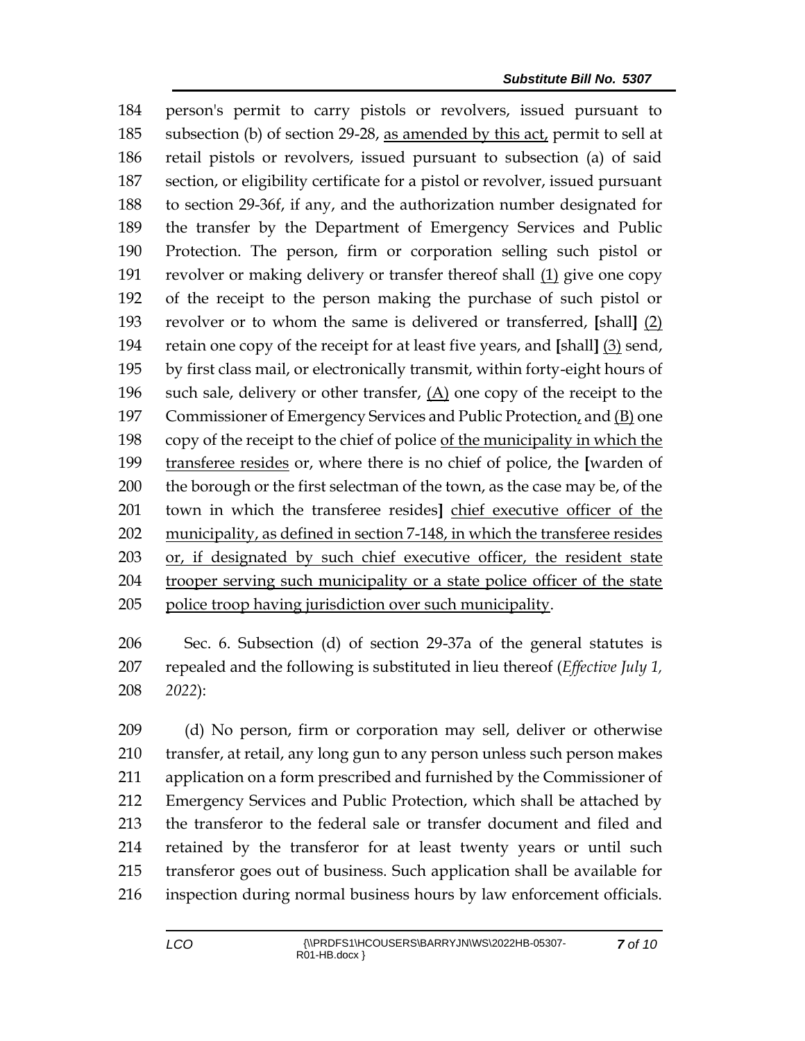person's permit to carry pistols or revolvers, issued pursuant to subsection (b) of section 29-28, <u>as amended by this act,</u> permit to sell at retail pistols or revolvers, issued pursuant to subsection (a) of said section, or eligibility certificate for a pistol or revolver, issued pursuant to section 29-36f, if any, and the authorization number designated for the transfer by the Department of Emergency Services and Public Protection. The person, firm or corporation selling such pistol or revolver or making delivery or transfer thereof shall <u>(1)</u> give one copy of the receipt to the person making the purchase of such pistol or revolver or to whom the same is delivered or transferred, [shall] <u>(2)</u> retain one copy of the receipt for at least five years, and [shall] <u>(3)</u> send, by first class mail, or electronically transmit, within forty-eight hours of such sale, delivery or other transfer, <u>(A)</u> one copy of the receipt to the Commissioner of Emergency Services and Public Protection<u>,</u> and <u>(B)</u> one copy of the receipt to the chief of police <u>of the municipality in which the transferee resides</u> or, where there is no chief of police, the [warden of the borough or the first selectman of the town, as the case may be, of the town in which the transferee resides] <u>chief executive officer of the municipality, as defined in section 7-148, in which the transferee resides or, if designated by such chief executive officer, the resident state trooper serving such municipality or a state police officer of the state police troop having jurisdiction over such municipality</u>.

Sec. 6. Subsection (d) of section 29-37a of the general statutes is repealed and the following is substituted in lieu thereof (*Effective July 1, 2022*):

(d) No person, firm or corporation may sell, deliver or otherwise transfer, at retail, any long gun to any person unless such person makes application on a form prescribed and furnished by the Commissioner of Emergency Services and Public Protection, which shall be attached by the transferor to the federal sale or transfer document and filed and retained by the transferor for at least twenty years or until such transferor goes out of business. Such application shall be available for inspection during normal business hours by law enforcement officials.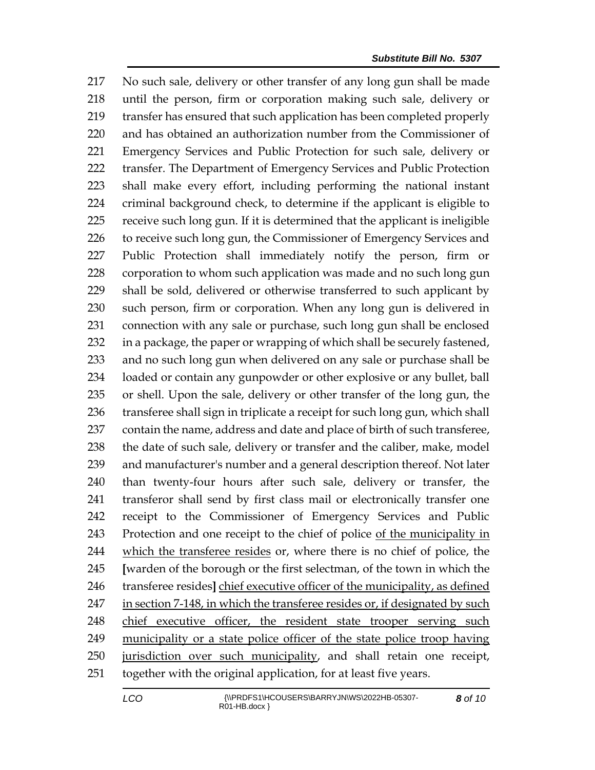No such sale, delivery or other transfer of any long gun shall be made until the person, firm or corporation making such sale, delivery or transfer has ensured that such application has been completed properly and has obtained an authorization number from the Commissioner of Emergency Services and Public Protection for such sale, delivery or transfer. The Department of Emergency Services and Public Protection shall make every effort, including performing the national instant criminal background check, to determine if the applicant is eligible to receive such long gun. If it is determined that the applicant is ineligible to receive such long gun, the Commissioner of Emergency Services and Public Protection shall immediately notify the person, firm or corporation to whom such application was made and no such long gun shall be sold, delivered or otherwise transferred to such applicant by such person, firm or corporation. When any long gun is delivered in connection with any sale or purchase, such long gun shall be enclosed in a package, the paper or wrapping of which shall be securely fastened, and no such long gun when delivered on any sale or purchase shall be loaded or contain any gunpowder or other explosive or any bullet, ball or shell. Upon the sale, delivery or other transfer of the long gun, the transferee shall sign in triplicate a receipt for such long gun, which shall contain the name, address and date and place of birth of such transferee, the date of such sale, delivery or transfer and the caliber, make, model and manufacturer's number and a general description thereof. Not later than twenty-four hours after such sale, delivery or transfer, the transferor shall send by first class mail or electronically transfer one receipt to the Commissioner of Emergency Services and Public Protection and one receipt to the chief of police <u>of the municipality in which the transferee resides</u> or, where there is no chief of police, the [warden of the borough or the first selectman, of the town in which the transferee resides] <u>chief executive officer of the municipality, as defined in section 7-148, in which the transferee resides or, if designated by such chief executive officer, the resident state trooper serving such municipality or a state police officer of the state police troop having jurisdiction over such municipality</u>, and shall retain one receipt, together with the original application, for at least five years.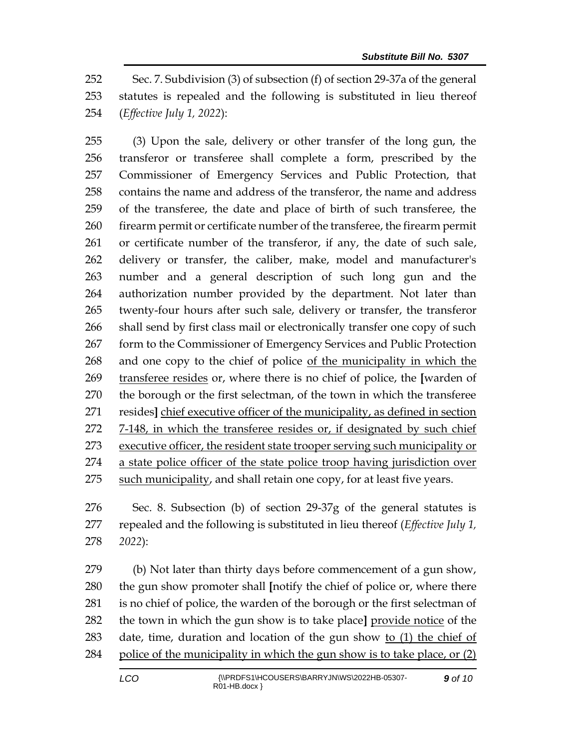Sec. 7. Subdivision (3) of subsection (f) of section 29-37a of the general statutes is repealed and the following is substituted in lieu thereof (*Effective July 1, 2022*):

(3) Upon the sale, delivery or other transfer of the long gun, the transferor or transferee shall complete a form, prescribed by the Commissioner of Emergency Services and Public Protection, that contains the name and address of the transferor, the name and address of the transferee, the date and place of birth of such transferee, the firearm permit or certificate number of the transferee, the firearm permit or certificate number of the transferor, if any, the date of such sale, delivery or transfer, the caliber, make, model and manufacturer's number and a general description of such long gun and the authorization number provided by the department. Not later than twenty-four hours after such sale, delivery or transfer, the transferor shall send by first class mail or electronically transfer one copy of such form to the Commissioner of Emergency Services and Public Protection and one copy to the chief of police <u>of the municipality in which the transferee resides</u> or, where there is no chief of police, the **[**warden of the borough or the first selectman, of the town in which the transferee resides**]** <u>chief executive officer of the municipality, as defined in section 7-148, in which the transferee resides or, if designated by such chief executive officer, the resident state trooper serving such municipality or a state police officer of the state police troop having jurisdiction over such municipality</u>, and shall retain one copy, for at least five years.

Sec. 8. Subsection (b) of section 29-37g of the general statutes is repealed and the following is substituted in lieu thereof (*Effective July 1, 2022*):

(b) Not later than thirty days before commencement of a gun show, the gun show promoter shall **[**notify the chief of police or, where there is no chief of police, the warden of the borough or the first selectman of the town in which the gun show is to take place**]** <u>provide notice</u> of the date, time, duration and location of the gun show <u>to (1) the chief of police of the municipality in which the gun show is to take place, or (2)</u>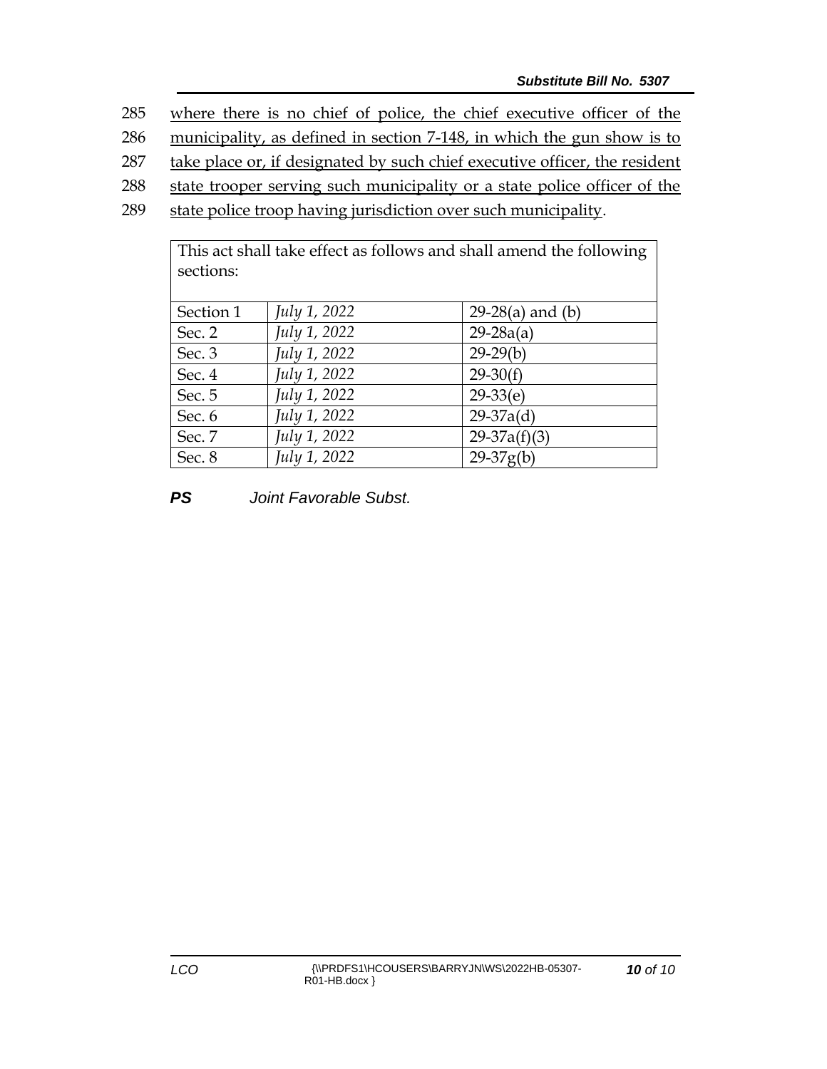285 where there is no chief of police, the chief executive officer of the
286 municipality, as defined in section 7-148, in which the gun show is to
287 take place or, if designated by such chief executive officer, the resident
288 state trooper serving such municipality or a state police officer of the
289 state police troop having jurisdiction over such municipality.

| This act shall take effect as follows and shall amend the following sections: | | |
|---|---|---|
| Section 1 | *July 1, 2022* | 29-28(a) and (b) |
| Sec. 2 | *July 1, 2022* | 29-28a(a) |
| Sec. 3 | *July 1, 2022* | 29-29(b) |
| Sec. 4 | *July 1, 2022* | 29-30(f) |
| Sec. 5 | *July 1, 2022* | 29-33(e) |
| Sec. 6 | *July 1, 2022* | 29-37a(d) |
| Sec. 7 | *July 1, 2022* | 29-37a(f)(3) |
| Sec. 8 | *July 1, 2022* | 29-37g(b) |

***PS*** *Joint Favorable Subst.*